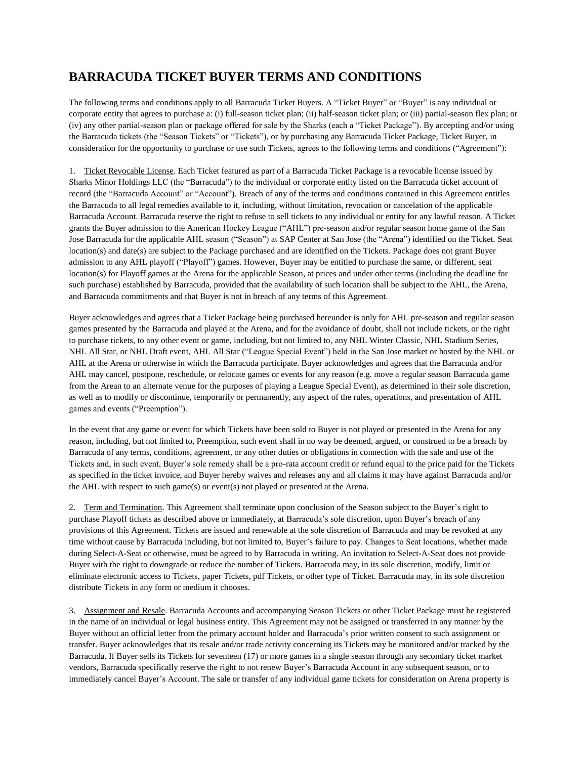# BARRACUDA TICKET BUYER TERMS AND CONDITIONS

The following terms and conditions apply to all Barracuda Ticket Buyers. A "Ticket Buyer" or "Buyer" is any individual or corporate entity that agrees to purchase a: (i) full-season ticket plan; (ii) half-season ticket plan; or (iii) partial-season flex plan; or (iv) any other partial-season plan or package offered for sale by the Sharks (each a "Ticket Package"). By accepting and/or using the Barracuda tickets (the "Season Tickets" or "Tickets"), or by purchasing any Barracuda Ticket Package, Ticket Buyer, in consideration for the opportunity to purchase or use such Tickets, agrees to the following terms and conditions ("Agreement"):

1. Ticket Revocable License. Each Ticket featured as part of a Barracuda Ticket Package is a revocable license issued by Sharks Minor Holdings LLC (the "Barracuda") to the individual or corporate entity listed on the Barracuda ticket account of record (the "Barracuda Account" or "Account"). Breach of any of the terms and conditions contained in this Agreement entitles the Barracuda to all legal remedies available to it, including, without limitation, revocation or cancelation of the applicable Barracuda Account. Barracuda reserve the right to refuse to sell tickets to any individual or entity for any lawful reason. A Ticket grants the Buyer admission to the American Hockey League ("AHL") pre-season and/or regular season home game of the San Jose Barracuda for the applicable AHL season ("Season") at SAP Center at San Jose (the "Arena") identified on the Ticket. Seat location(s) and date(s) are subject to the Package purchased and are identified on the Tickets. Package does not grant Buyer admission to any AHL playoff ("Playoff") games. However, Buyer may be entitled to purchase the same, or different, seat location(s) for Playoff games at the Arena for the applicable Season, at prices and under other terms (including the deadline for such purchase) established by Barracuda, provided that the availability of such location shall be subject to the AHL, the Arena, and Barracuda commitments and that Buyer is not in breach of any terms of this Agreement.

Buyer acknowledges and agrees that a Ticket Package being purchased hereunder is only for AHL pre-season and regular season games presented by the Barracuda and played at the Arena, and for the avoidance of doubt, shall not include tickets, or the right to purchase tickets, to any other event or game, including, but not limited to, any NHL Winter Classic, NHL Stadium Series, NHL All Star, or NHL Draft event, AHL All Star ("League Special Event") held in the San Jose market or hosted by the NHL or AHL at the Arena or otherwise in which the Barracuda participate. Buyer acknowledges and agrees that the Barracuda and/or AHL may cancel, postpone, reschedule, or relocate games or events for any reason (e.g. move a regular season Barracuda game from the Arean to an alternate venue for the purposes of playing a League Special Event), as determined in their sole discretion, as well as to modify or discontinue, temporarily or permanently, any aspect of the rules, operations, and presentation of AHL games and events ("Preemption").

In the event that any game or event for which Tickets have been sold to Buyer is not played or presented in the Arena for any reason, including, but not limited to, Preemption, such event shall in no way be deemed, argued, or construed to be a breach by Barracuda of any terms, conditions, agreement, or any other duties or obligations in connection with the sale and use of the Tickets and, in such event, Buyer's sole remedy shall be a pro-rata account credit or refund equal to the price paid for the Tickets as specified in the ticket invoice, and Buyer hereby waives and releases any and all claims it may have against Barracuda and/or the AHL with respect to such game(s) or event(s) not played or presented at the Arena.

2. Term and Termination. This Agreement shall terminate upon conclusion of the Season subject to the Buyer's right to purchase Playoff tickets as described above or immediately, at Barracuda's sole discretion, upon Buyer's breach of any provisions of this Agreement. Tickets are issued and renewable at the sole discretion of Barracuda and may be revoked at any time without cause by Barracuda including, but not limited to, Buyer's failure to pay. Changes to Seat locations, whether made during Select-A-Seat or otherwise, must be agreed to by Barracuda in writing. An invitation to Select-A-Seat does not provide Buyer with the right to downgrade or reduce the number of Tickets. Barracuda may, in its sole discretion, modify, limit or eliminate electronic access to Tickets, paper Tickets, pdf Tickets, or other type of Ticket. Barracuda may, in its sole discretion distribute Tickets in any form or medium it chooses.

3. Assignment and Resale. Barracuda Accounts and accompanying Season Tickets or other Ticket Package must be registered in the name of an individual or legal business entity. This Agreement may not be assigned or transferred in any manner by the Buyer without an official letter from the primary account holder and Barracuda's prior written consent to such assignment or transfer. Buyer acknowledges that its resale and/or trade activity concerning its Tickets may be monitored and/or tracked by the Barracuda. If Buyer sells its Tickets for seventeen (17) or more games in a single season through any secondary ticket market vendors, Barracuda specifically reserve the right to not renew Buyer's Barracuda Account in any subsequent season, or to immediately cancel Buyer's Account. The sale or transfer of any individual game tickets for consideration on Arena property is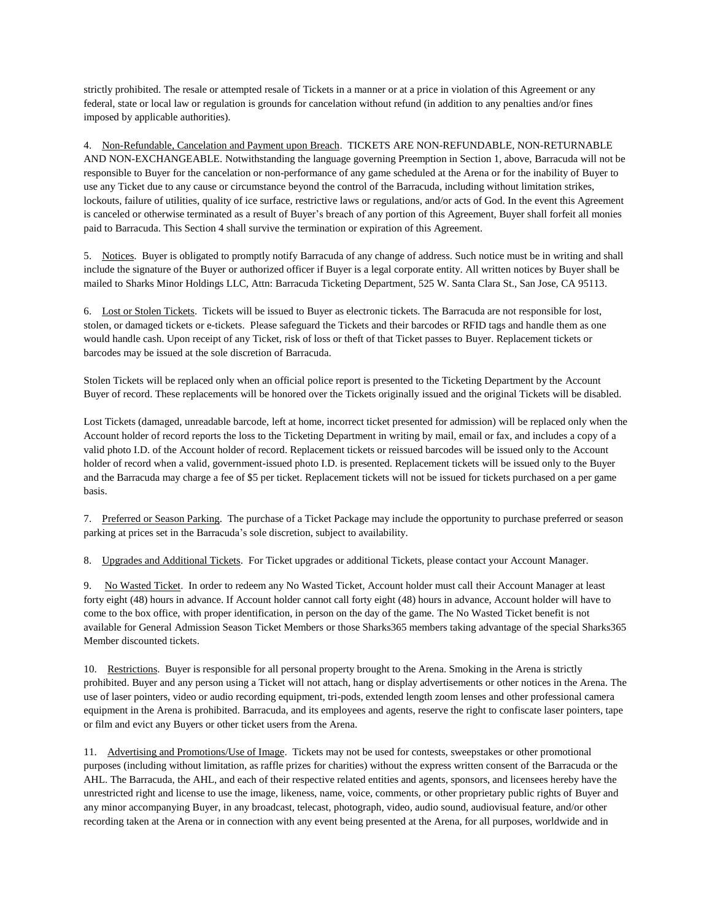strictly prohibited. The resale or attempted resale of Tickets in a manner or at a price in violation of this Agreement or any federal, state or local law or regulation is grounds for cancelation without refund (in addition to any penalties and/or fines imposed by applicable authorities).

4. Non-Refundable, Cancelation and Payment upon Breach. TICKETS ARE NON-REFUNDABLE, NON-RETURNABLE AND NON-EXCHANGEABLE. Notwithstanding the language governing Preemption in Section 1, above, Barracuda will not be responsible to Buyer for the cancelation or non-performance of any game scheduled at the Arena or for the inability of Buyer to use any Ticket due to any cause or circumstance beyond the control of the Barracuda, including without limitation strikes, lockouts, failure of utilities, quality of ice surface, restrictive laws or regulations, and/or acts of God. In the event this Agreement is canceled or otherwise terminated as a result of Buyer's breach of any portion of this Agreement, Buyer shall forfeit all monies paid to Barracuda. This Section 4 shall survive the termination or expiration of this Agreement.

5. Notices. Buyer is obligated to promptly notify Barracuda of any change of address. Such notice must be in writing and shall include the signature of the Buyer or authorized officer if Buyer is a legal corporate entity. All written notices by Buyer shall be mailed to Sharks Minor Holdings LLC, Attn: Barracuda Ticketing Department, 525 W. Santa Clara St., San Jose, CA 95113.

6. Lost or Stolen Tickets. Tickets will be issued to Buyer as electronic tickets. The Barracuda are not responsible for lost, stolen, or damaged tickets or e-tickets. Please safeguard the Tickets and their barcodes or RFID tags and handle them as one would handle cash. Upon receipt of any Ticket, risk of loss or theft of that Ticket passes to Buyer. Replacement tickets or barcodes may be issued at the sole discretion of Barracuda.

Stolen Tickets will be replaced only when an official police report is presented to the Ticketing Department by the Account Buyer of record. These replacements will be honored over the Tickets originally issued and the original Tickets will be disabled.

Lost Tickets (damaged, unreadable barcode, left at home, incorrect ticket presented for admission) will be replaced only when the Account holder of record reports the loss to the Ticketing Department in writing by mail, email or fax, and includes a copy of a valid photo I.D. of the Account holder of record. Replacement tickets or reissued barcodes will be issued only to the Account holder of record when a valid, government-issued photo I.D. is presented. Replacement tickets will be issued only to the Buyer and the Barracuda may charge a fee of $5 per ticket. Replacement tickets will not be issued for tickets purchased on a per game basis.

7. Preferred or Season Parking. The purchase of a Ticket Package may include the opportunity to purchase preferred or season parking at prices set in the Barracuda's sole discretion, subject to availability.

8. Upgrades and Additional Tickets. For Ticket upgrades or additional Tickets, please contact your Account Manager.

9. No Wasted Ticket. In order to redeem any No Wasted Ticket, Account holder must call their Account Manager at least forty eight (48) hours in advance. If Account holder cannot call forty eight (48) hours in advance, Account holder will have to come to the box office, with proper identification, in person on the day of the game. The No Wasted Ticket benefit is not available for General Admission Season Ticket Members or those Sharks365 members taking advantage of the special Sharks365 Member discounted tickets.

10. Restrictions. Buyer is responsible for all personal property brought to the Arena. Smoking in the Arena is strictly prohibited. Buyer and any person using a Ticket will not attach, hang or display advertisements or other notices in the Arena. The use of laser pointers, video or audio recording equipment, tri-pods, extended length zoom lenses and other professional camera equipment in the Arena is prohibited. Barracuda, and its employees and agents, reserve the right to confiscate laser pointers, tape or film and evict any Buyers or other ticket users from the Arena.

11. Advertising and Promotions/Use of Image. Tickets may not be used for contests, sweepstakes or other promotional purposes (including without limitation, as raffle prizes for charities) without the express written consent of the Barracuda or the AHL. The Barracuda, the AHL, and each of their respective related entities and agents, sponsors, and licensees hereby have the unrestricted right and license to use the image, likeness, name, voice, comments, or other proprietary public rights of Buyer and any minor accompanying Buyer, in any broadcast, telecast, photograph, video, audio sound, audiovisual feature, and/or other recording taken at the Arena or in connection with any event being presented at the Arena, for all purposes, worldwide and in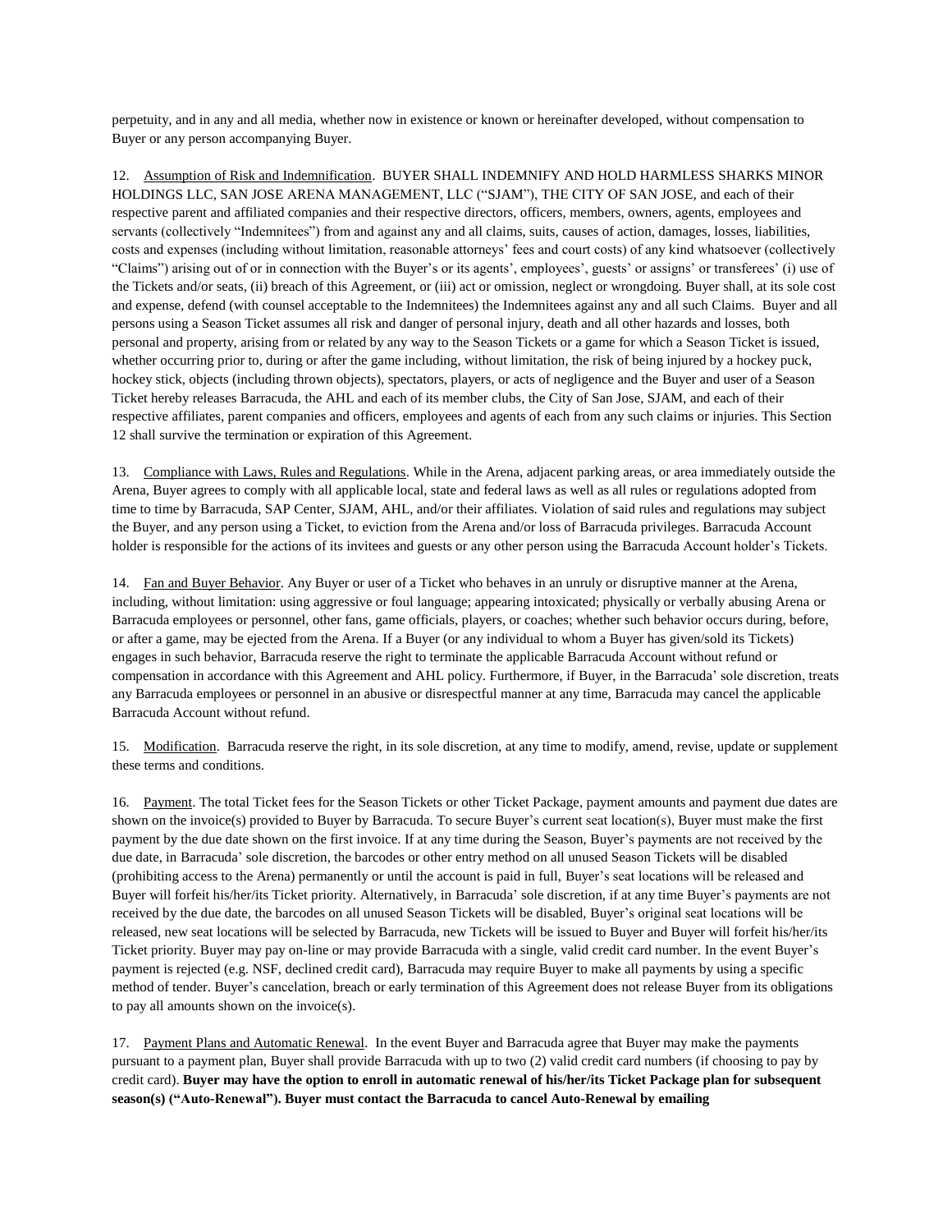perpetuity, and in any and all media, whether now in existence or known or hereinafter developed, without compensation to Buyer or any person accompanying Buyer.

12. Assumption of Risk and Indemnification. BUYER SHALL INDEMNIFY AND HOLD HARMLESS SHARKS MINOR HOLDINGS LLC, SAN JOSE ARENA MANAGEMENT, LLC ("SJAM"), THE CITY OF SAN JOSE, and each of their respective parent and affiliated companies and their respective directors, officers, members, owners, agents, employees and servants (collectively "Indemnitees") from and against any and all claims, suits, causes of action, damages, losses, liabilities, costs and expenses (including without limitation, reasonable attorneys' fees and court costs) of any kind whatsoever (collectively "Claims") arising out of or in connection with the Buyer's or its agents', employees', guests' or assigns' or transferees' (i) use of the Tickets and/or seats, (ii) breach of this Agreement, or (iii) act or omission, neglect or wrongdoing. Buyer shall, at its sole cost and expense, defend (with counsel acceptable to the Indemnitees) the Indemnitees against any and all such Claims. Buyer and all persons using a Season Ticket assumes all risk and danger of personal injury, death and all other hazards and losses, both personal and property, arising from or related by any way to the Season Tickets or a game for which a Season Ticket is issued, whether occurring prior to, during or after the game including, without limitation, the risk of being injured by a hockey puck, hockey stick, objects (including thrown objects), spectators, players, or acts of negligence and the Buyer and user of a Season Ticket hereby releases Barracuda, the AHL and each of its member clubs, the City of San Jose, SJAM, and each of their respective affiliates, parent companies and officers, employees and agents of each from any such claims or injuries. This Section 12 shall survive the termination or expiration of this Agreement.

13. Compliance with Laws, Rules and Regulations. While in the Arena, adjacent parking areas, or area immediately outside the Arena, Buyer agrees to comply with all applicable local, state and federal laws as well as all rules or regulations adopted from time to time by Barracuda, SAP Center, SJAM, AHL, and/or their affiliates. Violation of said rules and regulations may subject the Buyer, and any person using a Ticket, to eviction from the Arena and/or loss of Barracuda privileges. Barracuda Account holder is responsible for the actions of its invitees and guests or any other person using the Barracuda Account holder's Tickets.

14. Fan and Buyer Behavior. Any Buyer or user of a Ticket who behaves in an unruly or disruptive manner at the Arena, including, without limitation: using aggressive or foul language; appearing intoxicated; physically or verbally abusing Arena or Barracuda employees or personnel, other fans, game officials, players, or coaches; whether such behavior occurs during, before, or after a game, may be ejected from the Arena. If a Buyer (or any individual to whom a Buyer has given/sold its Tickets) engages in such behavior, Barracuda reserve the right to terminate the applicable Barracuda Account without refund or compensation in accordance with this Agreement and AHL policy. Furthermore, if Buyer, in the Barracuda' sole discretion, treats any Barracuda employees or personnel in an abusive or disrespectful manner at any time, Barracuda may cancel the applicable Barracuda Account without refund.

15. Modification. Barracuda reserve the right, in its sole discretion, at any time to modify, amend, revise, update or supplement these terms and conditions.

16. Payment. The total Ticket fees for the Season Tickets or other Ticket Package, payment amounts and payment due dates are shown on the invoice(s) provided to Buyer by Barracuda. To secure Buyer's current seat location(s), Buyer must make the first payment by the due date shown on the first invoice. If at any time during the Season, Buyer's payments are not received by the due date, in Barracuda' sole discretion, the barcodes or other entry method on all unused Season Tickets will be disabled (prohibiting access to the Arena) permanently or until the account is paid in full, Buyer's seat locations will be released and Buyer will forfeit his/her/its Ticket priority. Alternatively, in Barracuda' sole discretion, if at any time Buyer's payments are not received by the due date, the barcodes on all unused Season Tickets will be disabled, Buyer's original seat locations will be released, new seat locations will be selected by Barracuda, new Tickets will be issued to Buyer and Buyer will forfeit his/her/its Ticket priority. Buyer may pay on-line or may provide Barracuda with a single, valid credit card number. In the event Buyer's payment is rejected (e.g. NSF, declined credit card), Barracuda may require Buyer to make all payments by using a specific method of tender. Buyer's cancelation, breach or early termination of this Agreement does not release Buyer from its obligations to pay all amounts shown on the invoice(s).

17. Payment Plans and Automatic Renewal. In the event Buyer and Barracuda agree that Buyer may make the payments pursuant to a payment plan, Buyer shall provide Barracuda with up to two (2) valid credit card numbers (if choosing to pay by credit card). **Buyer may have the option to enroll in automatic renewal of his/her/its Ticket Package plan for subsequent season(s) ("Auto-Renewal"). Buyer must contact the Barracuda to cancel Auto-Renewal by emailing**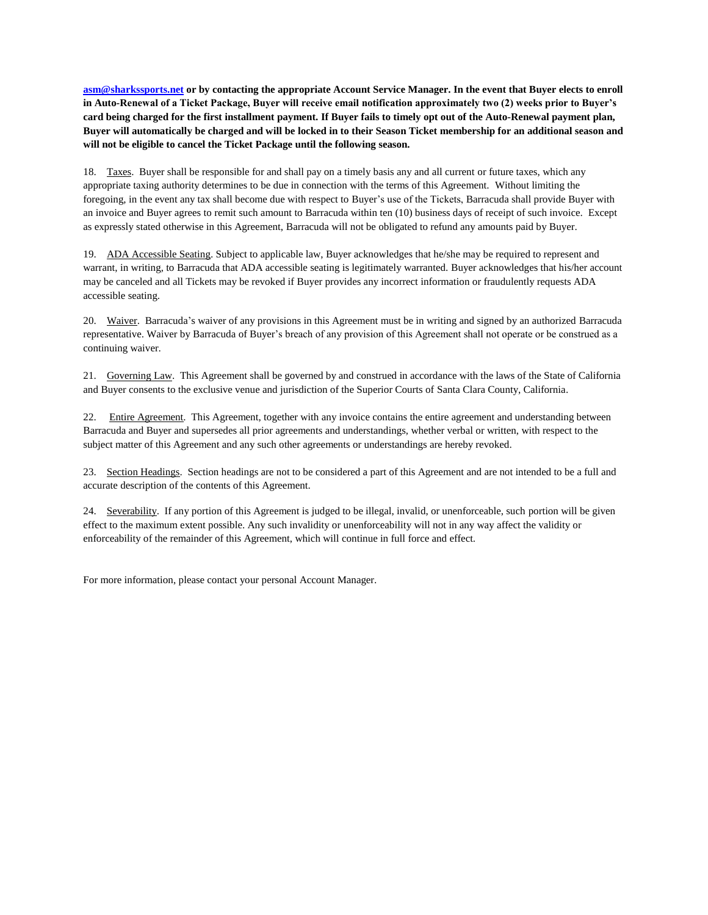**asm@sharkssports.net or by contacting the appropriate Account Service Manager. In the event that Buyer elects to enroll in Auto-Renewal of a Ticket Package, Buyer will receive email notification approximately two (2) weeks prior to Buyer's card being charged for the first installment payment. If Buyer fails to timely opt out of the Auto-Renewal payment plan, Buyer will automatically be charged and will be locked in to their Season Ticket membership for an additional season and will not be eligible to cancel the Ticket Package until the following season.**

18. Taxes. Buyer shall be responsible for and shall pay on a timely basis any and all current or future taxes, which any appropriate taxing authority determines to be due in connection with the terms of this Agreement. Without limiting the foregoing, in the event any tax shall become due with respect to Buyer's use of the Tickets, Barracuda shall provide Buyer with an invoice and Buyer agrees to remit such amount to Barracuda within ten (10) business days of receipt of such invoice. Except as expressly stated otherwise in this Agreement, Barracuda will not be obligated to refund any amounts paid by Buyer.

19. ADA Accessible Seating. Subject to applicable law, Buyer acknowledges that he/she may be required to represent and warrant, in writing, to Barracuda that ADA accessible seating is legitimately warranted. Buyer acknowledges that his/her account may be canceled and all Tickets may be revoked if Buyer provides any incorrect information or fraudulently requests ADA accessible seating.

20. Waiver. Barracuda's waiver of any provisions in this Agreement must be in writing and signed by an authorized Barracuda representative. Waiver by Barracuda of Buyer's breach of any provision of this Agreement shall not operate or be construed as a continuing waiver.

21. Governing Law. This Agreement shall be governed by and construed in accordance with the laws of the State of California and Buyer consents to the exclusive venue and jurisdiction of the Superior Courts of Santa Clara County, California.

22. Entire Agreement. This Agreement, together with any invoice contains the entire agreement and understanding between Barracuda and Buyer and supersedes all prior agreements and understandings, whether verbal or written, with respect to the subject matter of this Agreement and any such other agreements or understandings are hereby revoked.

23. Section Headings. Section headings are not to be considered a part of this Agreement and are not intended to be a full and accurate description of the contents of this Agreement.

24. Severability. If any portion of this Agreement is judged to be illegal, invalid, or unenforceable, such portion will be given effect to the maximum extent possible. Any such invalidity or unenforceability will not in any way affect the validity or enforceability of the remainder of this Agreement, which will continue in full force and effect.

For more information, please contact your personal Account Manager.